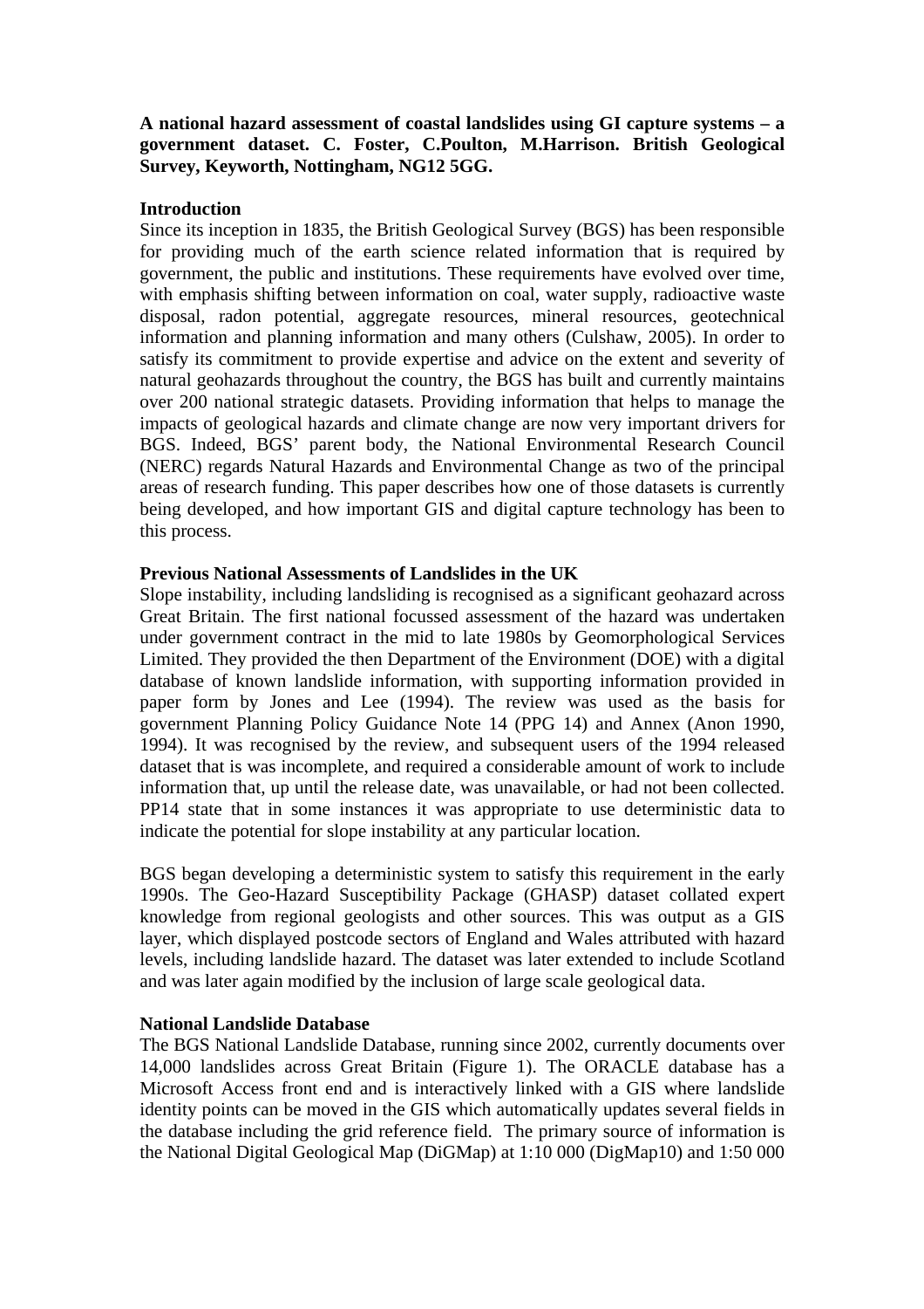**A national hazard assessment of coastal landslides using GI capture systems – a government dataset. C. Foster, C.Poulton, M.Harrison. British Geological Survey, Keyworth, Nottingham, NG12 5GG.**

## Introduction

Since its inception in 1835, the British Geological Survey (BGS) has been responsible for providing much of the earth science related information that is required by government, the public and institutions. These requirements have evolved over time, with emphasis shifting between information on coal, water supply, radioactive waste disposal, radon potential, aggregate resources, mineral resources, geotechnical information and planning information and many others (Culshaw, 2005). In order to satisfy its commitment to provide expertise and advice on the extent and severity of natural geohazards throughout the country, the BGS has built and currently maintains over 200 national strategic datasets. Providing information that helps to manage the impacts of geological hazards and climate change are now very important drivers for BGS. Indeed, BGS' parent body, the National Environmental Research Council (NERC) regards Natural Hazards and Environmental Change as two of the principal areas of research funding. This paper describes how one of those datasets is currently being developed, and how important GIS and digital capture technology has been to this process.

## Previous National Assessments of Landslides in the UK

Slope instability, including landsliding is recognised as a significant geohazard across Great Britain. The first national focussed assessment of the hazard was undertaken under government contract in the mid to late 1980s by Geomorphological Services Limited. They provided the then Department of the Environment (DOE) with a digital database of known landslide information, with supporting information provided in paper form by Jones and Lee (1994). The review was used as the basis for government Planning Policy Guidance Note 14 (PPG 14) and Annex (Anon 1990, 1994). It was recognised by the review, and subsequent users of the 1994 released dataset that is was incomplete, and required a considerable amount of work to include information that, up until the release date, was unavailable, or had not been collected. PP14 state that in some instances it was appropriate to use deterministic data to indicate the potential for slope instability at any particular location.

BGS began developing a deterministic system to satisfy this requirement in the early 1990s. The Geo-Hazard Susceptibility Package (GHASP) dataset collated expert knowledge from regional geologists and other sources. This was output as a GIS layer, which displayed postcode sectors of England and Wales attributed with hazard levels, including landslide hazard. The dataset was later extended to include Scotland and was later again modified by the inclusion of large scale geological data.

## National Landslide Database

The BGS National Landslide Database, running since 2002, currently documents over 14,000 landslides across Great Britain (Figure 1). The ORACLE database has a Microsoft Access front end and is interactively linked with a GIS where landslide identity points can be moved in the GIS which automatically updates several fields in the database including the grid reference field. The primary source of information is the National Digital Geological Map (DiGMap) at 1:10 000 (DigMap10) and 1:50 000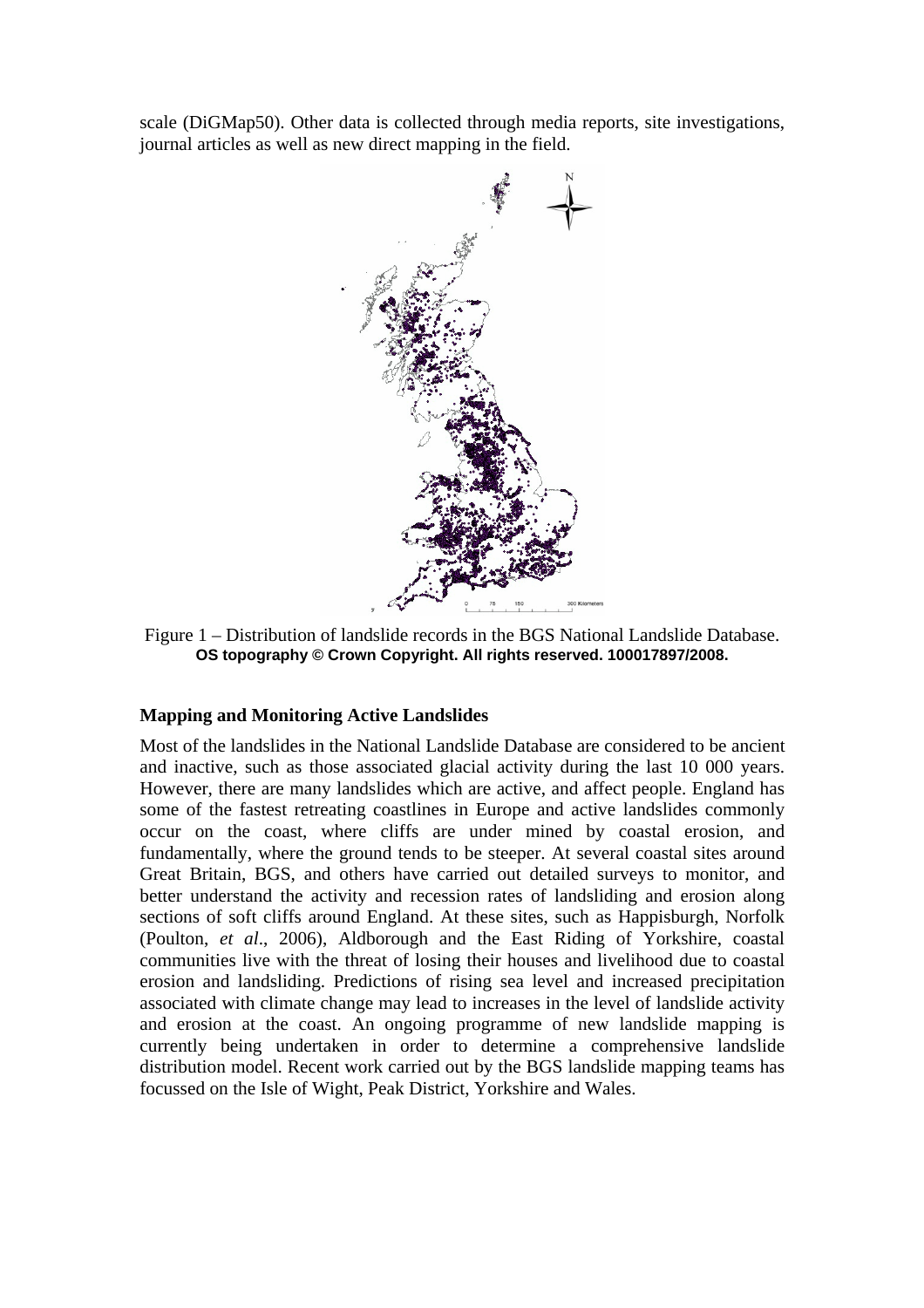scale (DiGMap50). Other data is collected through media reports, site investigations, journal articles as well as new direct mapping in the field.

Figure 1 – Distribution of landslide records in the BGS National Landslide Database.
**OS topography © Crown Copyright. All rights reserved. 100017897/2008.**

### Mapping and Monitoring Active Landslides

Most of the landslides in the National Landslide Database are considered to be ancient and inactive, such as those associated glacial activity during the last 10 000 years. However, there are many landslides which are active, and affect people. England has some of the fastest retreating coastlines in Europe and active landslides commonly occur on the coast, where cliffs are under mined by coastal erosion, and fundamentally, where the ground tends to be steeper. At several coastal sites around Great Britain, BGS, and others have carried out detailed surveys to monitor, and better understand the activity and recession rates of landsliding and erosion along sections of soft cliffs around England. At these sites, such as Happisburgh, Norfolk (Poulton, *et al*., 2006), Aldborough and the East Riding of Yorkshire, coastal communities live with the threat of losing their houses and livelihood due to coastal erosion and landsliding. Predictions of rising sea level and increased precipitation associated with climate change may lead to increases in the level of landslide activity and erosion at the coast. An ongoing programme of new landslide mapping is currently being undertaken in order to determine a comprehensive landslide distribution model. Recent work carried out by the BGS landslide mapping teams has focussed on the Isle of Wight, Peak District, Yorkshire and Wales.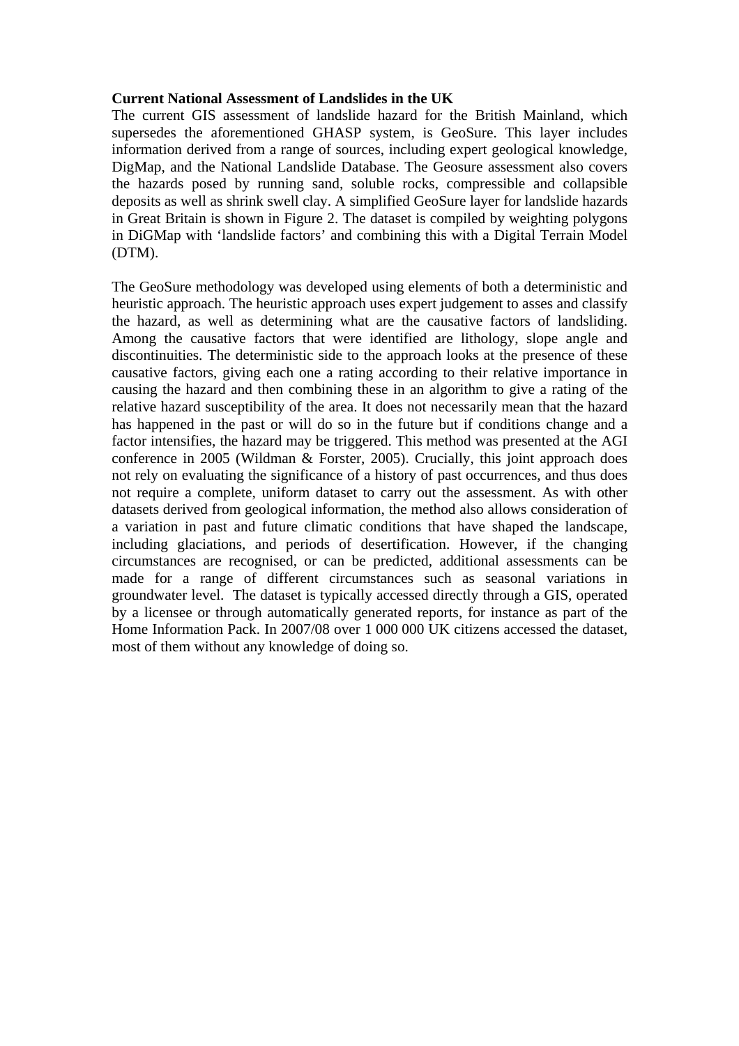**Current National Assessment of Landslides in the UK**

The current GIS assessment of landslide hazard for the British Mainland, which supersedes the aforementioned GHASP system, is GeoSure. This layer includes information derived from a range of sources, including expert geological knowledge, DigMap, and the National Landslide Database. The Geosure assessment also covers the hazards posed by running sand, soluble rocks, compressible and collapsible deposits as well as shrink swell clay. A simplified GeoSure layer for landslide hazards in Great Britain is shown in Figure 2. The dataset is compiled by weighting polygons in DiGMap with 'landslide factors' and combining this with a Digital Terrain Model (DTM).

The GeoSure methodology was developed using elements of both a deterministic and heuristic approach. The heuristic approach uses expert judgement to asses and classify the hazard, as well as determining what are the causative factors of landsliding. Among the causative factors that were identified are lithology, slope angle and discontinuities. The deterministic side to the approach looks at the presence of these causative factors, giving each one a rating according to their relative importance in causing the hazard and then combining these in an algorithm to give a rating of the relative hazard susceptibility of the area. It does not necessarily mean that the hazard has happened in the past or will do so in the future but if conditions change and a factor intensifies, the hazard may be triggered. This method was presented at the AGI conference in 2005 (Wildman & Forster, 2005). Crucially, this joint approach does not rely on evaluating the significance of a history of past occurrences, and thus does not require a complete, uniform dataset to carry out the assessment. As with other datasets derived from geological information, the method also allows consideration of a variation in past and future climatic conditions that have shaped the landscape, including glaciations, and periods of desertification. However, if the changing circumstances are recognised, or can be predicted, additional assessments can be made for a range of different circumstances such as seasonal variations in groundwater level. The dataset is typically accessed directly through a GIS, operated by a licensee or through automatically generated reports, for instance as part of the Home Information Pack. In 2007/08 over 1 000 000 UK citizens accessed the dataset, most of them without any knowledge of doing so.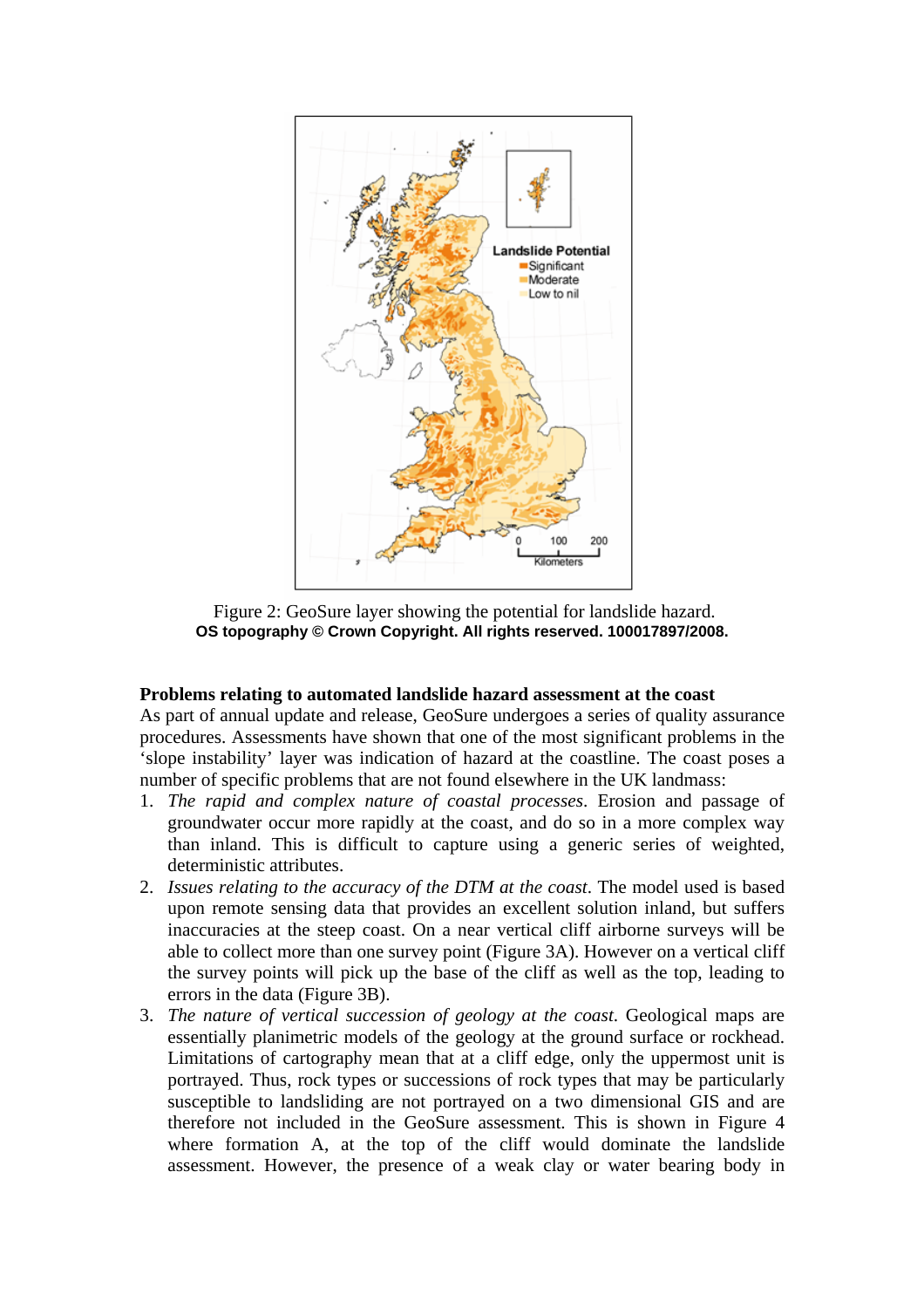Figure 2: GeoSure layer showing the potential for landslide hazard.
**OS topography © Crown Copyright. All rights reserved. 100017897/2008.**

**Problems relating to automated landslide hazard assessment at the coast**
As part of annual update and release, GeoSure undergoes a series of quality assurance procedures. Assessments have shown that one of the most significant problems in the 'slope instability' layer was indication of hazard at the coastline. The coast poses a number of specific problems that are not found elsewhere in the UK landmass:

1. *The rapid and complex nature of coastal processes*. Erosion and passage of groundwater occur more rapidly at the coast, and do so in a more complex way than inland. This is difficult to capture using a generic series of weighted, deterministic attributes.
2. *Issues relating to the accuracy of the DTM at the coast*. The model used is based upon remote sensing data that provides an excellent solution inland, but suffers inaccuracies at the steep coast. On a near vertical cliff airborne surveys will be able to collect more than one survey point (Figure 3A). However on a vertical cliff the survey points will pick up the base of the cliff as well as the top, leading to errors in the data (Figure 3B).
3. *The nature of vertical succession of geology at the coast*. Geological maps are essentially planimetric models of the geology at the ground surface or rockhead. Limitations of cartography mean that at a cliff edge, only the uppermost unit is portrayed. Thus, rock types or successions of rock types that may be particularly susceptible to landsliding are not portrayed on a two dimensional GIS and are therefore not included in the GeoSure assessment. This is shown in Figure 4 where formation A, at the top of the cliff would dominate the landslide assessment. However, the presence of a weak clay or water bearing body in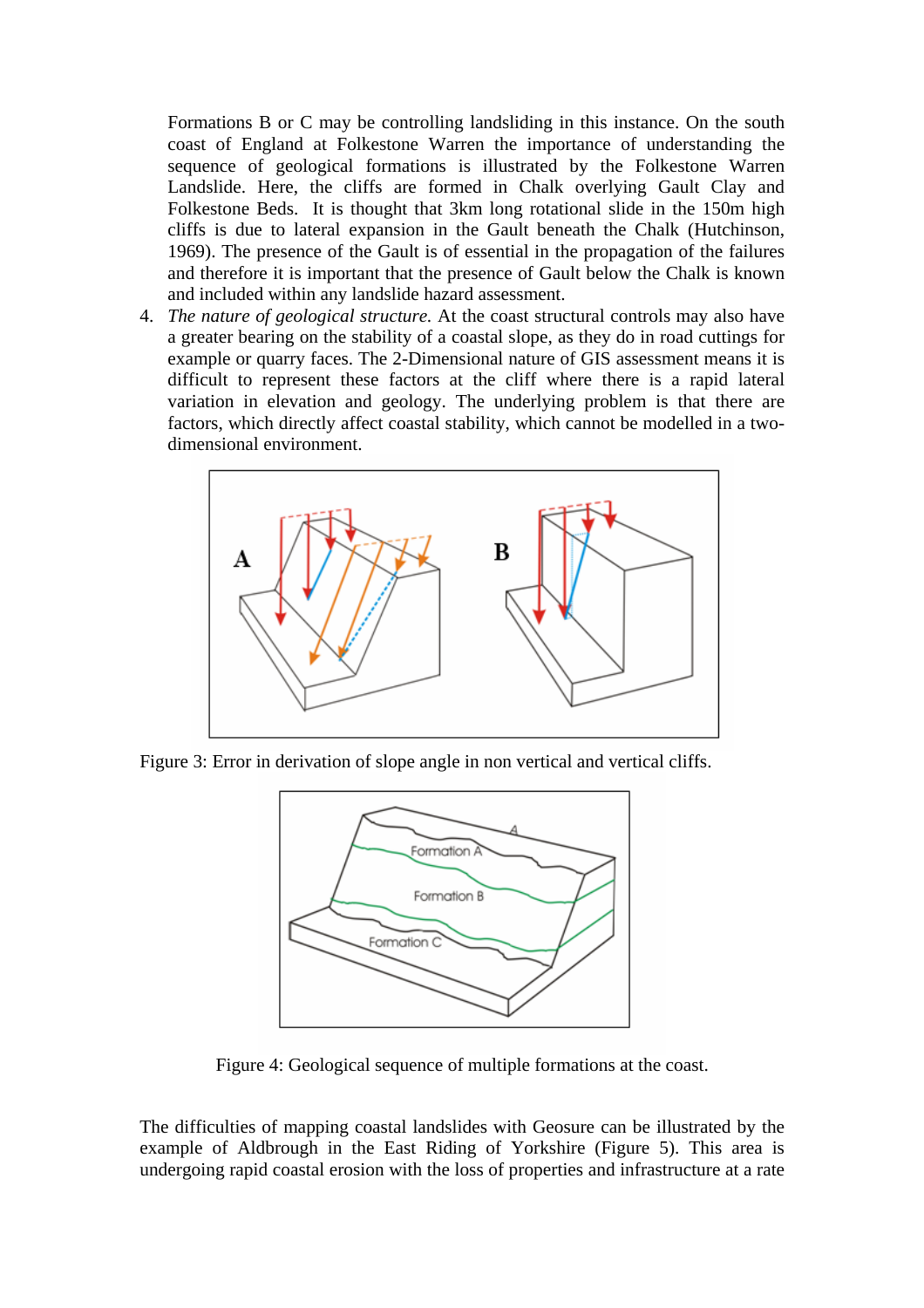Formations B or C may be controlling landsliding in this instance. On the south coast of England at Folkestone Warren the importance of understanding the sequence of geological formations is illustrated by the Folkestone Warren Landslide. Here, the cliffs are formed in Chalk overlying Gault Clay and Folkestone Beds. It is thought that 3km long rotational slide in the 150m high cliffs is due to lateral expansion in the Gault beneath the Chalk (Hutchinson, 1969). The presence of the Gault is of essential in the propagation of the failures and therefore it is important that the presence of Gault below the Chalk is known and included within any landslide hazard assessment.

4. *The nature of geological structure.* At the coast structural controls may also have a greater bearing on the stability of a coastal slope, as they do in road cuttings for example or quarry faces. The 2-Dimensional nature of GIS assessment means it is difficult to represent these factors at the cliff where there is a rapid lateral variation in elevation and geology. The underlying problem is that there are factors, which directly affect coastal stability, which cannot be modelled in a two-dimensional environment.

Figure 3: Error in derivation of slope angle in non vertical and vertical cliffs.

Figure 4: Geological sequence of multiple formations at the coast.

The difficulties of mapping coastal landslides with Geosure can be illustrated by the example of Aldbrough in the East Riding of Yorkshire (Figure 5). This area is undergoing rapid coastal erosion with the loss of properties and infrastructure at a rate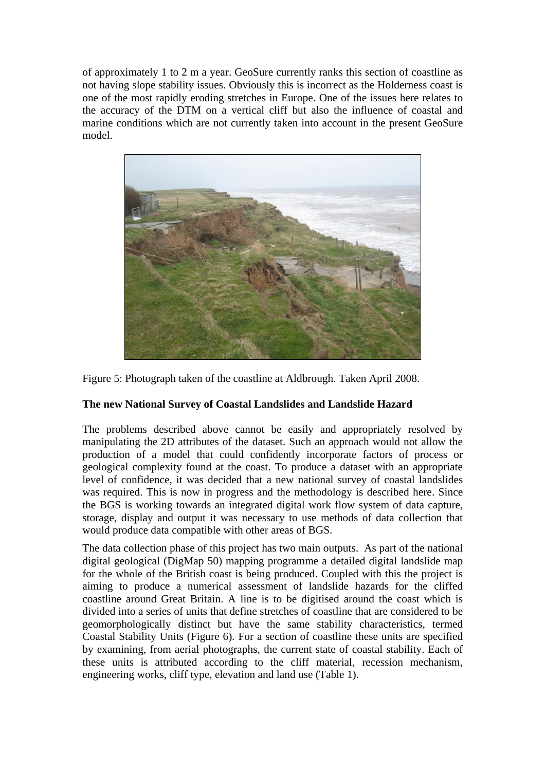of approximately 1 to 2 m a year. GeoSure currently ranks this section of coastline as not having slope stability issues. Obviously this is incorrect as the Holderness coast is one of the most rapidly eroding stretches in Europe. One of the issues here relates to the accuracy of the DTM on a vertical cliff but also the influence of coastal and marine conditions which are not currently taken into account in the present GeoSure model.

Figure 5: Photograph taken of the coastline at Aldbrough. Taken April 2008.

**The new National Survey of Coastal Landslides and Landslide Hazard**

The problems described above cannot be easily and appropriately resolved by manipulating the 2D attributes of the dataset. Such an approach would not allow the production of a model that could confidently incorporate factors of process or geological complexity found at the coast. To produce a dataset with an appropriate level of confidence, it was decided that a new national survey of coastal landslides was required. This is now in progress and the methodology is described here. Since the BGS is working towards an integrated digital work flow system of data capture, storage, display and output it was necessary to use methods of data collection that would produce data compatible with other areas of BGS.

The data collection phase of this project has two main outputs. As part of the national digital geological (DigMap 50) mapping programme a detailed digital landslide map for the whole of the British coast is being produced. Coupled with this the project is aiming to produce a numerical assessment of landslide hazards for the cliffed coastline around Great Britain. A line is to be digitised around the coast which is divided into a series of units that define stretches of coastline that are considered to be geomorphologically distinct but have the same stability characteristics, termed Coastal Stability Units (Figure 6). For a section of coastline these units are specified by examining, from aerial photographs, the current state of coastal stability. Each of these units is attributed according to the cliff material, recession mechanism, engineering works, cliff type, elevation and land use (Table 1).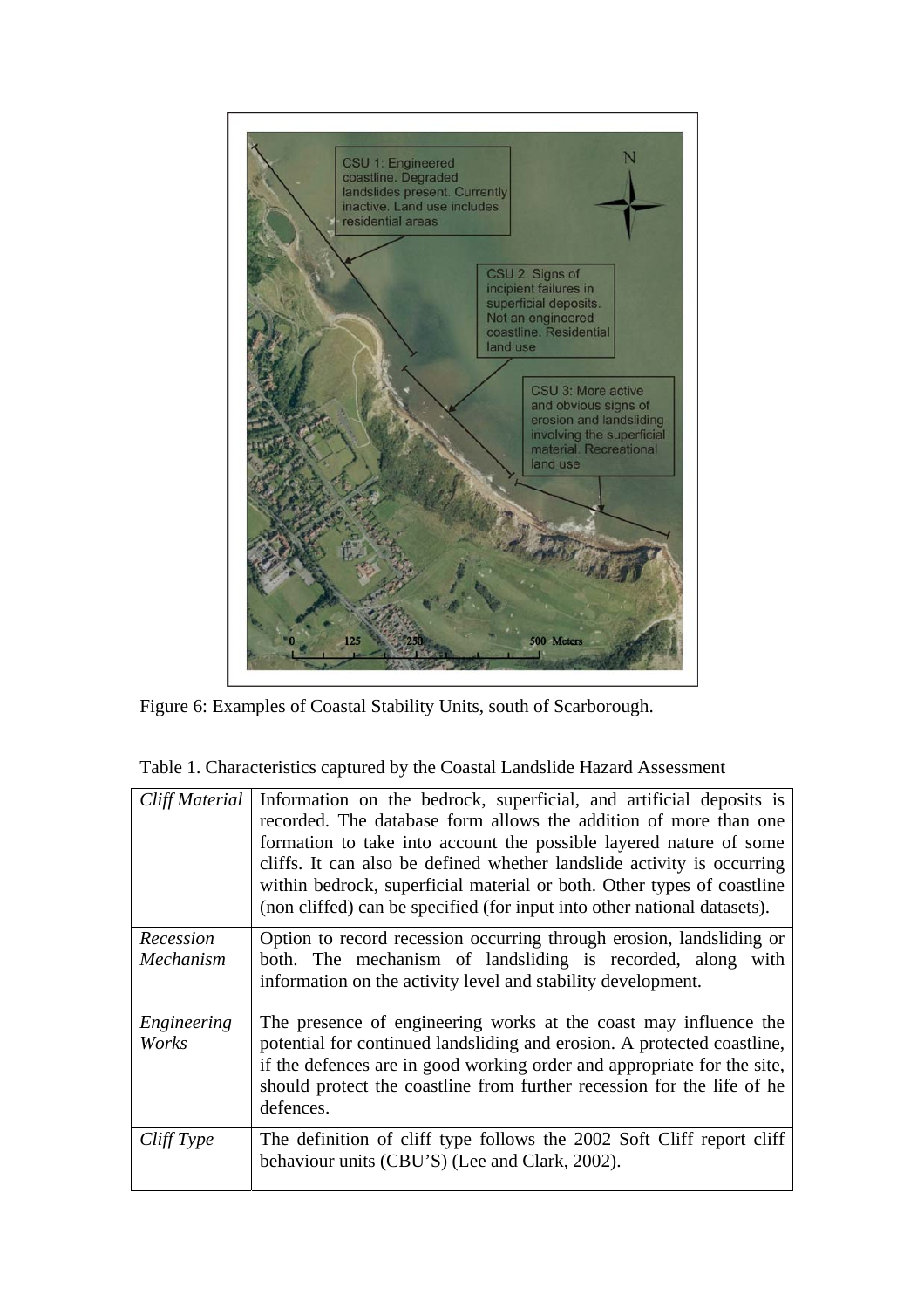Figure 6: Examples of Coastal Stability Units, south of Scarborough.

Table 1. Characteristics captured by the Coastal Landslide Hazard Assessment

| | |
|---|---|
| *Cliff Material* | Information on the bedrock, superficial, and artificial deposits is recorded. The database form allows the addition of more than one formation to take into account the possible layered nature of some cliffs. It can also be defined whether landslide activity is occurring within bedrock, superficial material or both. Other types of coastline (non cliffed) can be specified (for input into other national datasets). |
| *Recession Mechanism* | Option to record recession occurring through erosion, landsliding or both. The mechanism of landsliding is recorded, along with information on the activity level and stability development. |
| *Engineering Works* | The presence of engineering works at the coast may influence the potential for continued landsliding and erosion. A protected coastline, if the defences are in good working order and appropriate for the site, should protect the coastline from further recession for the life of he defences. |
| *Cliff Type* | The definition of cliff type follows the 2002 Soft Cliff report cliff behaviour units (CBU'S) (Lee and Clark, 2002). |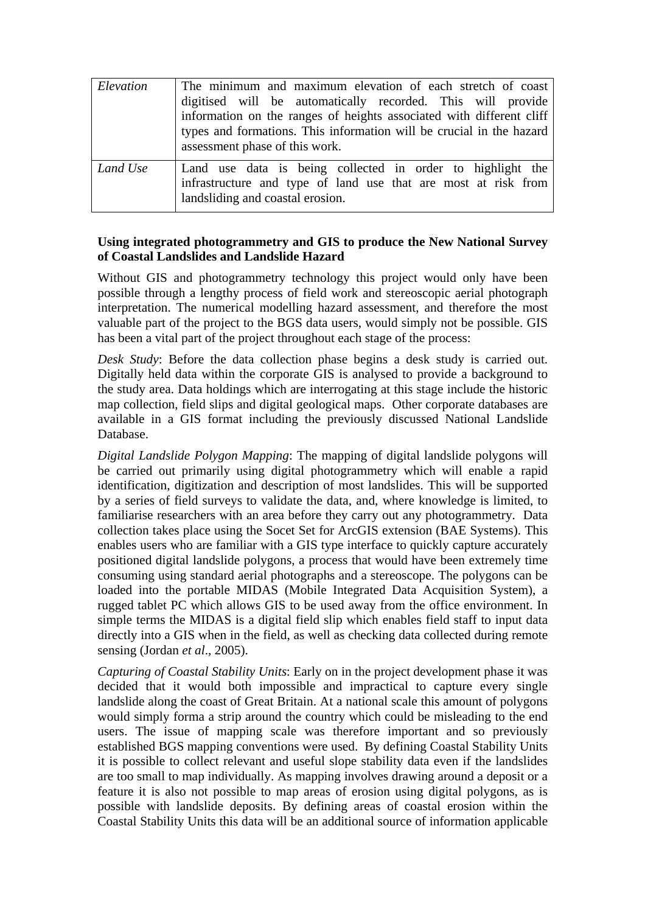| | |
|---|---|
| *Elevation* | The minimum and maximum elevation of each stretch of coast digitised will be automatically recorded. This will provide information on the ranges of heights associated with different cliff types and formations. This information will be crucial in the hazard assessment phase of this work. |
| *Land Use* | Land use data is being collected in order to highlight the infrastructure and type of land use that are most at risk from landsliding and coastal erosion. |

**Using integrated photogrammetry and GIS to produce the New National Survey of Coastal Landslides and Landslide Hazard**

Without GIS and photogrammetry technology this project would only have been possible through a lengthy process of field work and stereoscopic aerial photograph interpretation. The numerical modelling hazard assessment, and therefore the most valuable part of the project to the BGS data users, would simply not be possible. GIS has been a vital part of the project throughout each stage of the process:

*Desk Study*: Before the data collection phase begins a desk study is carried out. Digitally held data within the corporate GIS is analysed to provide a background to the study area. Data holdings which are interrogating at this stage include the historic map collection, field slips and digital geological maps. Other corporate databases are available in a GIS format including the previously discussed National Landslide Database.

*Digital Landslide Polygon Mapping*: The mapping of digital landslide polygons will be carried out primarily using digital photogrammetry which will enable a rapid identification, digitization and description of most landslides. This will be supported by a series of field surveys to validate the data, and, where knowledge is limited, to familiarise researchers with an area before they carry out any photogrammetry. Data collection takes place using the Socet Set for ArcGIS extension (BAE Systems). This enables users who are familiar with a GIS type interface to quickly capture accurately positioned digital landslide polygons, a process that would have been extremely time consuming using standard aerial photographs and a stereoscope. The polygons can be loaded into the portable MIDAS (Mobile Integrated Data Acquisition System), a rugged tablet PC which allows GIS to be used away from the office environment. In simple terms the MIDAS is a digital field slip which enables field staff to input data directly into a GIS when in the field, as well as checking data collected during remote sensing (Jordan *et al*., 2005).

*Capturing of Coastal Stability Units*: Early on in the project development phase it was decided that it would both impossible and impractical to capture every single landslide along the coast of Great Britain. At a national scale this amount of polygons would simply forma a strip around the country which could be misleading to the end users. The issue of mapping scale was therefore important and so previously established BGS mapping conventions were used. By defining Coastal Stability Units it is possible to collect relevant and useful slope stability data even if the landslides are too small to map individually. As mapping involves drawing around a deposit or a feature it is also not possible to map areas of erosion using digital polygons, as is possible with landslide deposits. By defining areas of coastal erosion within the Coastal Stability Units this data will be an additional source of information applicable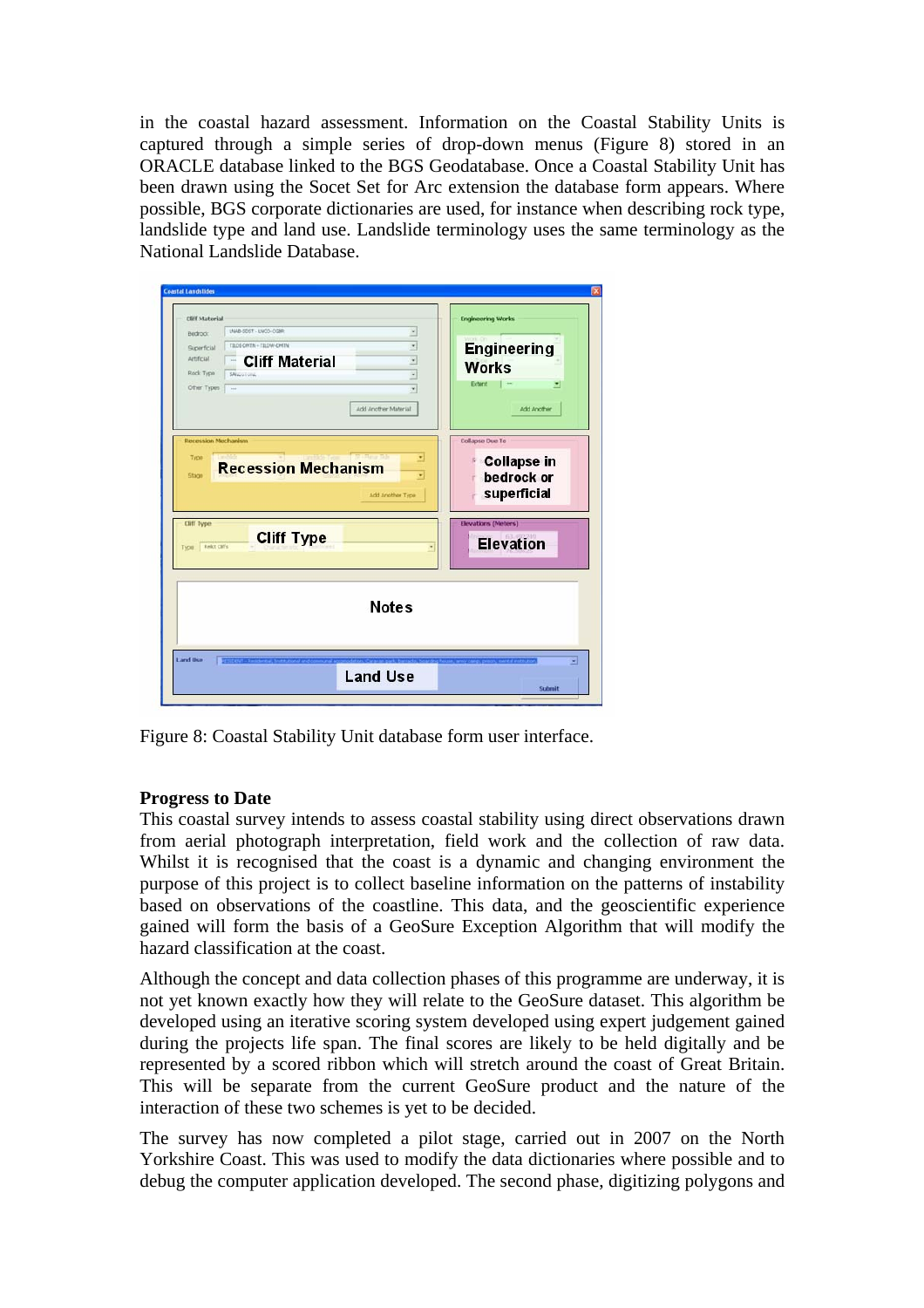in the coastal hazard assessment. Information on the Coastal Stability Units is captured through a simple series of drop-down menus (Figure 8) stored in an ORACLE database linked to the BGS Geodatabase. Once a Coastal Stability Unit has been drawn using the Socet Set for Arc extension the database form appears. Where possible, BGS corporate dictionaries are used, for instance when describing rock type, landslide type and land use. Landslide terminology uses the same terminology as the National Landslide Database.

Figure 8: Coastal Stability Unit database form user interface.

**Progress to Date**

This coastal survey intends to assess coastal stability using direct observations drawn from aerial photograph interpretation, field work and the collection of raw data. Whilst it is recognised that the coast is a dynamic and changing environment the purpose of this project is to collect baseline information on the patterns of instability based on observations of the coastline. This data, and the geoscientific experience gained will form the basis of a GeoSure Exception Algorithm that will modify the hazard classification at the coast.

Although the concept and data collection phases of this programme are underway, it is not yet known exactly how they will relate to the GeoSure dataset. This algorithm be developed using an iterative scoring system developed using expert judgement gained during the projects life span. The final scores are likely to be held digitally and be represented by a scored ribbon which will stretch around the coast of Great Britain. This will be separate from the current GeoSure product and the nature of the interaction of these two schemes is yet to be decided.

The survey has now completed a pilot stage, carried out in 2007 on the North Yorkshire Coast. This was used to modify the data dictionaries where possible and to debug the computer application developed. The second phase, digitizing polygons and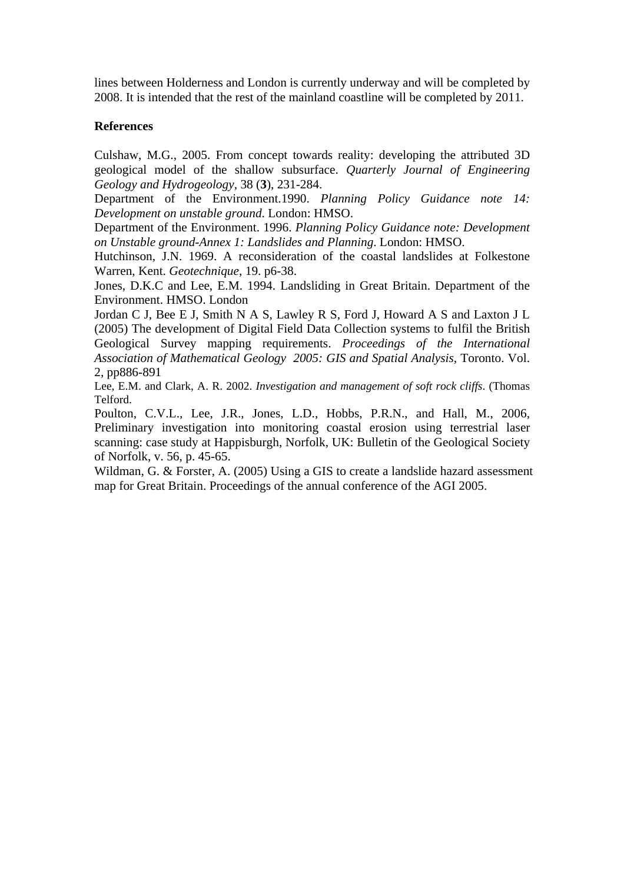lines between Holderness and London is currently underway and will be completed by 2008. It is intended that the rest of the mainland coastline will be completed by 2011.

**References**

Culshaw, M.G., 2005. From concept towards reality: developing the attributed 3D geological model of the shallow subsurface. *Quarterly Journal of Engineering Geology and Hydrogeology*, 38 (**3**), 231-284.

Department of the Environment.1990. *Planning Policy Guidance note 14: Development on unstable ground*. London: HMSO.

Department of the Environment. 1996. *Planning Policy Guidance note: Development on Unstable ground-Annex 1: Landslides and Planning*. London: HMSO.

Hutchinson, J.N. 1969. A reconsideration of the coastal landslides at Folkestone Warren, Kent. *Geotechnique*, 19. p6-38.

Jones, D.K.C and Lee, E.M. 1994. Landsliding in Great Britain. Department of the Environment. HMSO. London

Jordan C J, Bee E J, Smith N A S, Lawley R S, Ford J, Howard A S and Laxton J L (2005) The development of Digital Field Data Collection systems to fulfil the British Geological Survey mapping requirements. *Proceedings of the International Association of Mathematical Geology 2005: GIS and Spatial Analysis*, Toronto. Vol. 2, pp886-891

Lee, E.M. and Clark, A. R. 2002. *Investigation and management of soft rock cliffs*. (Thomas Telford.

Poulton, C.V.L., Lee, J.R., Jones, L.D., Hobbs, P.R.N., and Hall, M., 2006, Preliminary investigation into monitoring coastal erosion using terrestrial laser scanning: case study at Happisburgh, Norfolk, UK: Bulletin of the Geological Society of Norfolk, v. 56, p. 45-65.

Wildman, G. & Forster, A. (2005) Using a GIS to create a landslide hazard assessment map for Great Britain. Proceedings of the annual conference of the AGI 2005.